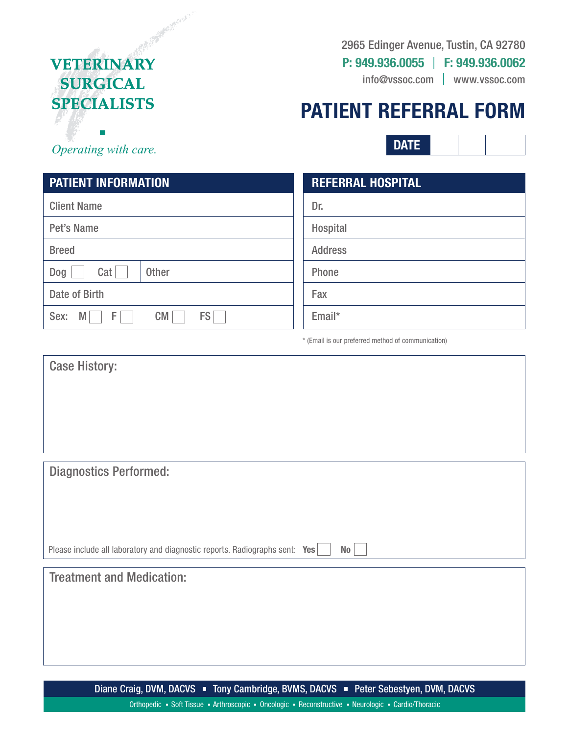**VETERINARY SURGICAL SPECIALISTS**

*Operating with care.*

2965 Edinger Avenue, Tustin, CA 92780

**P: 949.936.0055 | F: 949.936.0062**

info@vssoc.com | www.vssoc.com

# PATIENT REFERRAL FORM

**DATE** ____ ____ ____

| PATIENT INFORMATION | |
|---|---|
| Client Name | |
| Pet's Name | |
| Breed | |
| Dog ☐ Cat ☐ | Other |
| Date of Birth | |
| Sex: M ☐ F ☐ CM ☐ FS ☐ | |

| REFERRAL HOSPITAL |
|---|
| Dr. |
| Hospital |
| Address |
| Phone |
| Fax |
| Email* |

\* (Email is our preferred method of communication)

## Case History:

## Diagnostics Performed:

Please include all laboratory and diagnostic reports. Radiographs sent: **Yes** ☐ **No** ☐

## Treatment and Medication:

Diane Craig, DVM, DACVS ▪ Tony Cambridge, BVMS, DACVS ▪ Peter Sebestyen, DVM, DACVS

Orthopedic ▪ Soft Tissue ▪ Arthroscopic ▪ Oncologic ▪ Reconstructive ▪ Neurologic ▪ Cardio/Thoracic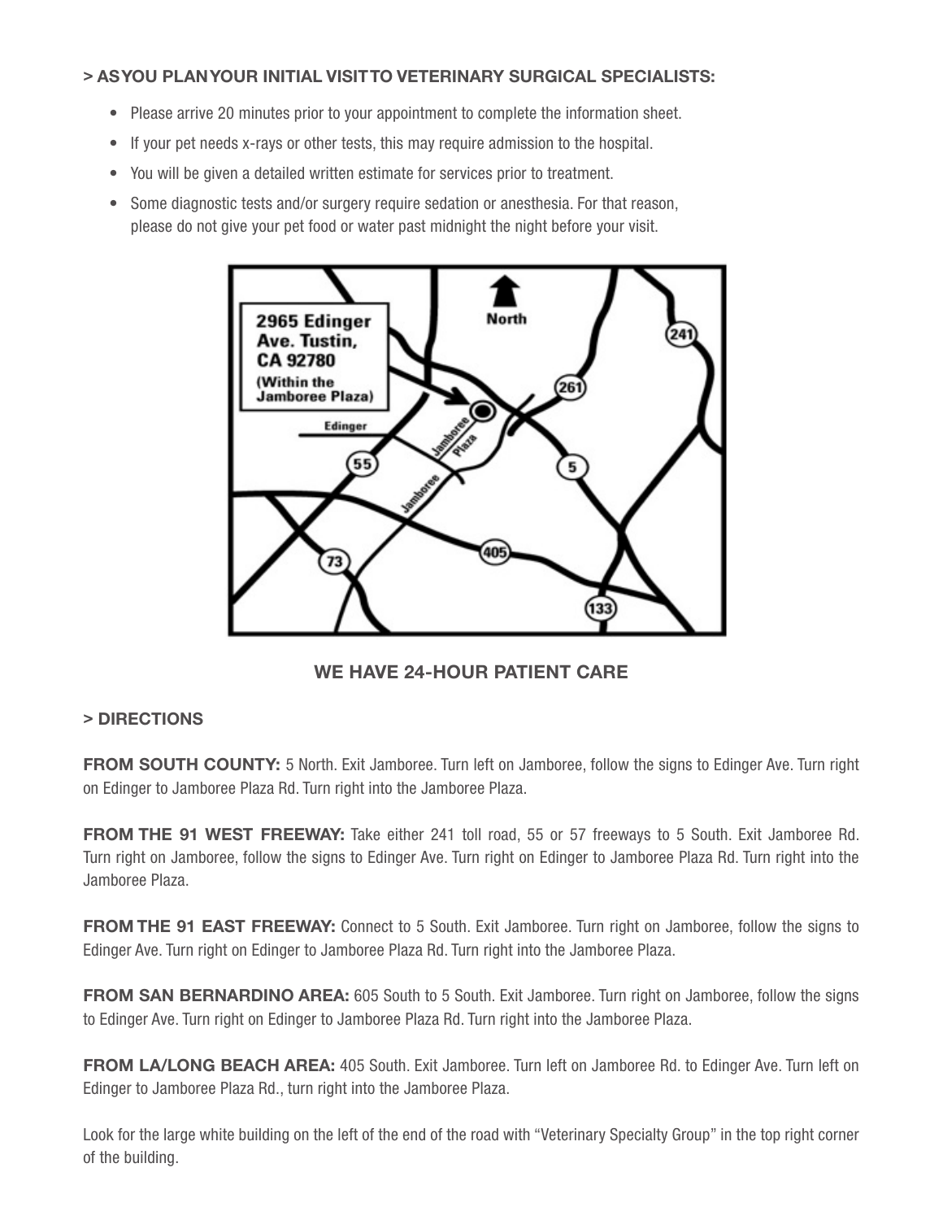**> AS YOU PLAN YOUR INITIAL VISIT TO VETERINARY SURGICAL SPECIALISTS:**

- Please arrive 20 minutes prior to your appointment to complete the information sheet.
- If your pet needs x-rays or other tests, this may require admission to the hospital.
- You will be given a detailed written estimate for services prior to treatment.
- Some diagnostic tests and/or surgery require sedation or anesthesia. For that reason, please do not give your pet food or water past midnight the night before your visit.

2965 Edinger Ave. Tustin, CA 92780
(Within the Jamboree Plaza)

North

Edinger

Jamboree Plaza

Jamboree

55

73

405

5

261

241

133

**WE HAVE 24-HOUR PATIENT CARE**

**> DIRECTIONS**

**FROM SOUTH COUNTY:** 5 North. Exit Jamboree. Turn left on Jamboree, follow the signs to Edinger Ave. Turn right on Edinger to Jamboree Plaza Rd. Turn right into the Jamboree Plaza.

**FROM THE 91 WEST FREEWAY:** Take either 241 toll road, 55 or 57 freeways to 5 South. Exit Jamboree Rd. Turn right on Jamboree, follow the signs to Edinger Ave. Turn right on Edinger to Jamboree Plaza Rd. Turn right into the Jamboree Plaza.

**FROM THE 91 EAST FREEWAY:** Connect to 5 South. Exit Jamboree. Turn right on Jamboree, follow the signs to Edinger Ave. Turn right on Edinger to Jamboree Plaza Rd. Turn right into the Jamboree Plaza.

**FROM SAN BERNARDINO AREA:** 605 South to 5 South. Exit Jamboree. Turn right on Jamboree, follow the signs to Edinger Ave. Turn right on Edinger to Jamboree Plaza Rd. Turn right into the Jamboree Plaza.

**FROM LA/LONG BEACH AREA:** 405 South. Exit Jamboree. Turn left on Jamboree Rd. to Edinger Ave. Turn left on Edinger to Jamboree Plaza Rd., turn right into the Jamboree Plaza.

Look for the large white building on the left of the end of the road with "Veterinary Specialty Group" in the top right corner of the building.